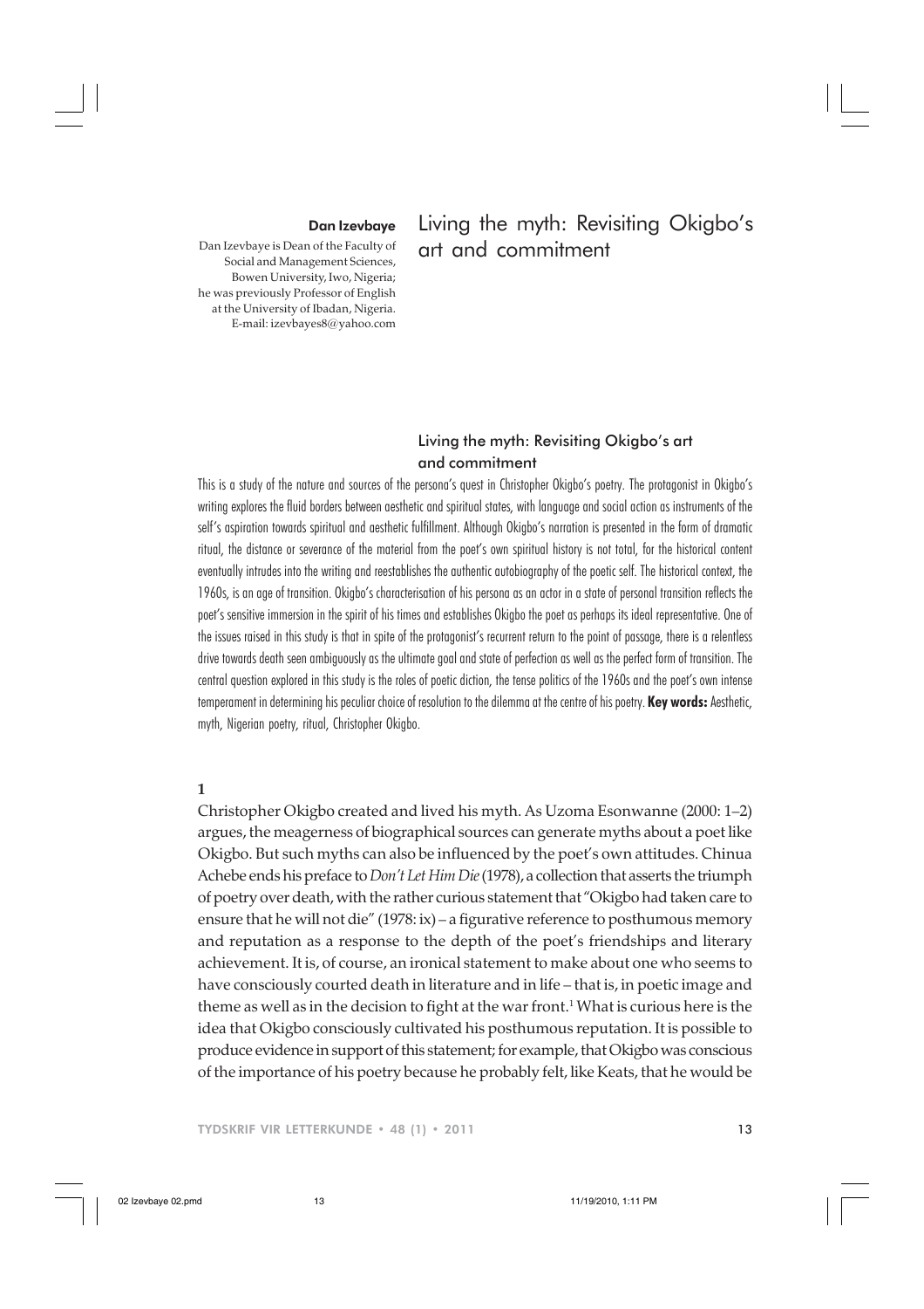**Dan Izevbaye**

Dan Izevbaye is Dean of the Faculty of Social and Management Sciences, Bowen University, Iwo, Nigeria; he was previously Professor of English at the University of Ibadan, Nigeria.
E-mail: izevbayes8@yahoo.com

# Living the myth: Revisiting Okigbo's art and commitment

## Living the myth: Revisiting Okigbo's art and commitment

This is a study of the nature and sources of the persona's quest in Christopher Okigbo's poetry. The protagonist in Okigbo's writing explores the fluid borders between aesthetic and spiritual states, with language and social action as instruments of the self's aspiration towards spiritual and aesthetic fulfillment. Although Okigbo's narration is presented in the form of dramatic ritual, the distance or severance of the material from the poet's own spiritual history is not total, for the historical content eventually intrudes into the writing and reestablishes the authentic autobiography of the poetic self. The historical context, the 1960s, is an age of transition. Okigbo's characterisation of his persona as an actor in a state of personal transition reflects the poet's sensitive immersion in the spirit of his times and establishes Okigbo the poet as perhaps its ideal representative. One of the issues raised in this study is that in spite of the protagonist's recurrent return to the point of passage, there is a relentless drive towards death seen ambiguously as the ultimate goal and state of perfection as well as the perfect form of transition. The central question explored in this study is the roles of poetic diction, the tense politics of the 1960s and the poet's own intense temperament in determining his peculiar choice of resolution to the dilemma at the centre of his poetry. **Key words:** Aesthetic, myth, Nigerian poetry, ritual, Christopher Okigbo.

**1**

Christopher Okigbo created and lived his myth. As Uzoma Esonwanne (2000: 1–2) argues, the meagerness of biographical sources can generate myths about a poet like Okigbo. But such myths can also be influenced by the poet's own attitudes. Chinua Achebe ends his preface to *Don't Let Him Die* (1978), a collection that asserts the triumph of poetry over death, with the rather curious statement that "Okigbo had taken care to ensure that he will not die" (1978: ix) – a figurative reference to posthumous memory and reputation as a response to the depth of the poet's friendships and literary achievement. It is, of course, an ironical statement to make about one who seems to have consciously courted death in literature and in life – that is, in poetic image and theme as well as in the decision to fight at the war front.[1] What is curious here is the idea that Okigbo consciously cultivated his posthumous reputation. It is possible to produce evidence in support of this statement; for example, that Okigbo was conscious of the importance of his poetry because he probably felt, like Keats, that he would be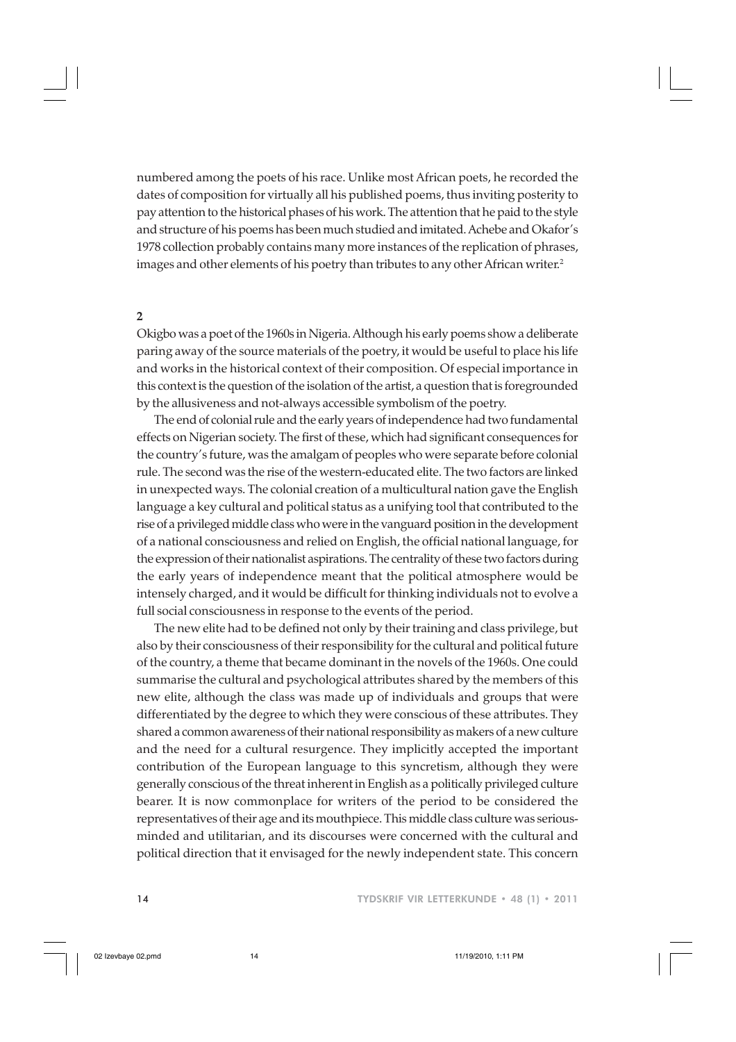numbered among the poets of his race. Unlike most African poets, he recorded the dates of composition for virtually all his published poems, thus inviting posterity to pay attention to the historical phases of his work. The attention that he paid to the style and structure of his poems has been much studied and imitated. Achebe and Okafor's 1978 collection probably contains many more instances of the replication of phrases, images and other elements of his poetry than tributes to any other African writer.[2]

## 2

Okigbo was a poet of the 1960s in Nigeria. Although his early poems show a deliberate paring away of the source materials of the poetry, it would be useful to place his life and works in the historical context of their composition. Of especial importance in this context is the question of the isolation of the artist, a question that is foregrounded by the allusiveness and not-always accessible symbolism of the poetry.

The end of colonial rule and the early years of independence had two fundamental effects on Nigerian society. The first of these, which had significant consequences for the country's future, was the amalgam of peoples who were separate before colonial rule. The second was the rise of the western-educated elite. The two factors are linked in unexpected ways. The colonial creation of a multicultural nation gave the English language a key cultural and political status as a unifying tool that contributed to the rise of a privileged middle class who were in the vanguard position in the development of a national consciousness and relied on English, the official national language, for the expression of their nationalist aspirations. The centrality of these two factors during the early years of independence meant that the political atmosphere would be intensely charged, and it would be difficult for thinking individuals not to evolve a full social consciousness in response to the events of the period.

The new elite had to be defined not only by their training and class privilege, but also by their consciousness of their responsibility for the cultural and political future of the country, a theme that became dominant in the novels of the 1960s. One could summarise the cultural and psychological attributes shared by the members of this new elite, although the class was made up of individuals and groups that were differentiated by the degree to which they were conscious of these attributes. They shared a common awareness of their national responsibility as makers of a new culture and the need for a cultural resurgence. They implicitly accepted the important contribution of the European language to this syncretism, although they were generally conscious of the threat inherent in English as a politically privileged culture bearer. It is now commonplace for writers of the period to be considered the representatives of their age and its mouthpiece. This middle class culture was serious-minded and utilitarian, and its discourses were concerned with the cultural and political direction that it envisaged for the newly independent state. This concern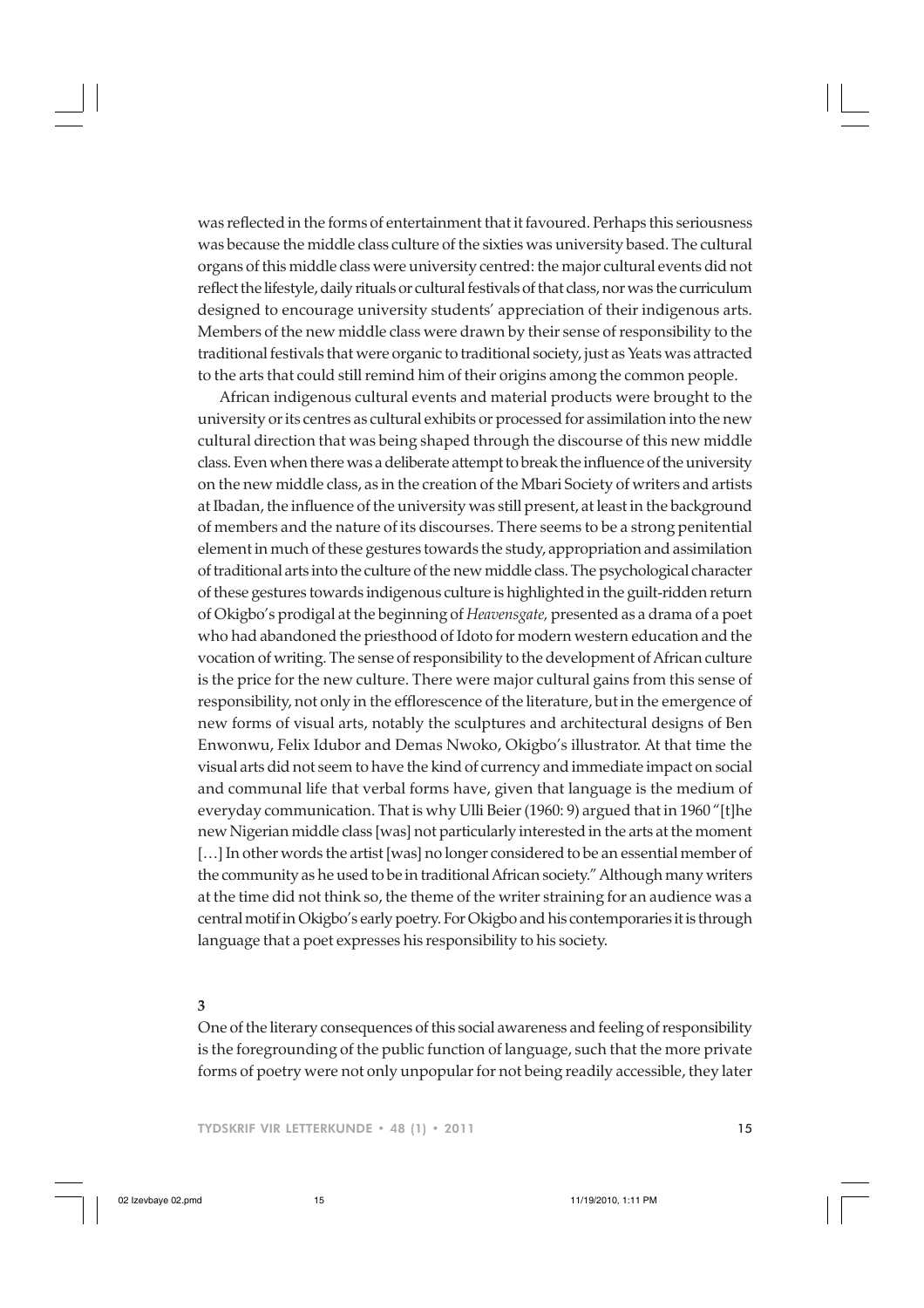was reflected in the forms of entertainment that it favoured. Perhaps this seriousness was because the middle class culture of the sixties was university based. The cultural organs of this middle class were university centred: the major cultural events did not reflect the lifestyle, daily rituals or cultural festivals of that class, nor was the curriculum designed to encourage university students' appreciation of their indigenous arts. Members of the new middle class were drawn by their sense of responsibility to the traditional festivals that were organic to traditional society, just as Yeats was attracted to the arts that could still remind him of their origins among the common people.

African indigenous cultural events and material products were brought to the university or its centres as cultural exhibits or processed for assimilation into the new cultural direction that was being shaped through the discourse of this new middle class. Even when there was a deliberate attempt to break the influence of the university on the new middle class, as in the creation of the Mbari Society of writers and artists at Ibadan, the influence of the university was still present, at least in the background of members and the nature of its discourses. There seems to be a strong penitential element in much of these gestures towards the study, appropriation and assimilation of traditional arts into the culture of the new middle class. The psychological character of these gestures towards indigenous culture is highlighted in the guilt-ridden return of Okigbo's prodigal at the beginning of *Heavensgate,* presented as a drama of a poet who had abandoned the priesthood of Idoto for modern western education and the vocation of writing. The sense of responsibility to the development of African culture is the price for the new culture. There were major cultural gains from this sense of responsibility, not only in the efflorescence of the literature, but in the emergence of new forms of visual arts, notably the sculptures and architectural designs of Ben Enwonwu, Felix Idubor and Demas Nwoko, Okigbo's illustrator. At that time the visual arts did not seem to have the kind of currency and immediate impact on social and communal life that verbal forms have, given that language is the medium of everyday communication. That is why Ulli Beier (1960: 9) argued that in 1960 "[t]he new Nigerian middle class [was] not particularly interested in the arts at the moment […] In other words the artist [was] no longer considered to be an essential member of the community as he used to be in traditional African society." Although many writers at the time did not think so, the theme of the writer straining for an audience was a central motif in Okigbo's early poetry. For Okigbo and his contemporaries it is through language that a poet expresses his responsibility to his society.

**3**

One of the literary consequences of this social awareness and feeling of responsibility is the foregrounding of the public function of language, such that the more private forms of poetry were not only unpopular for not being readily accessible, they later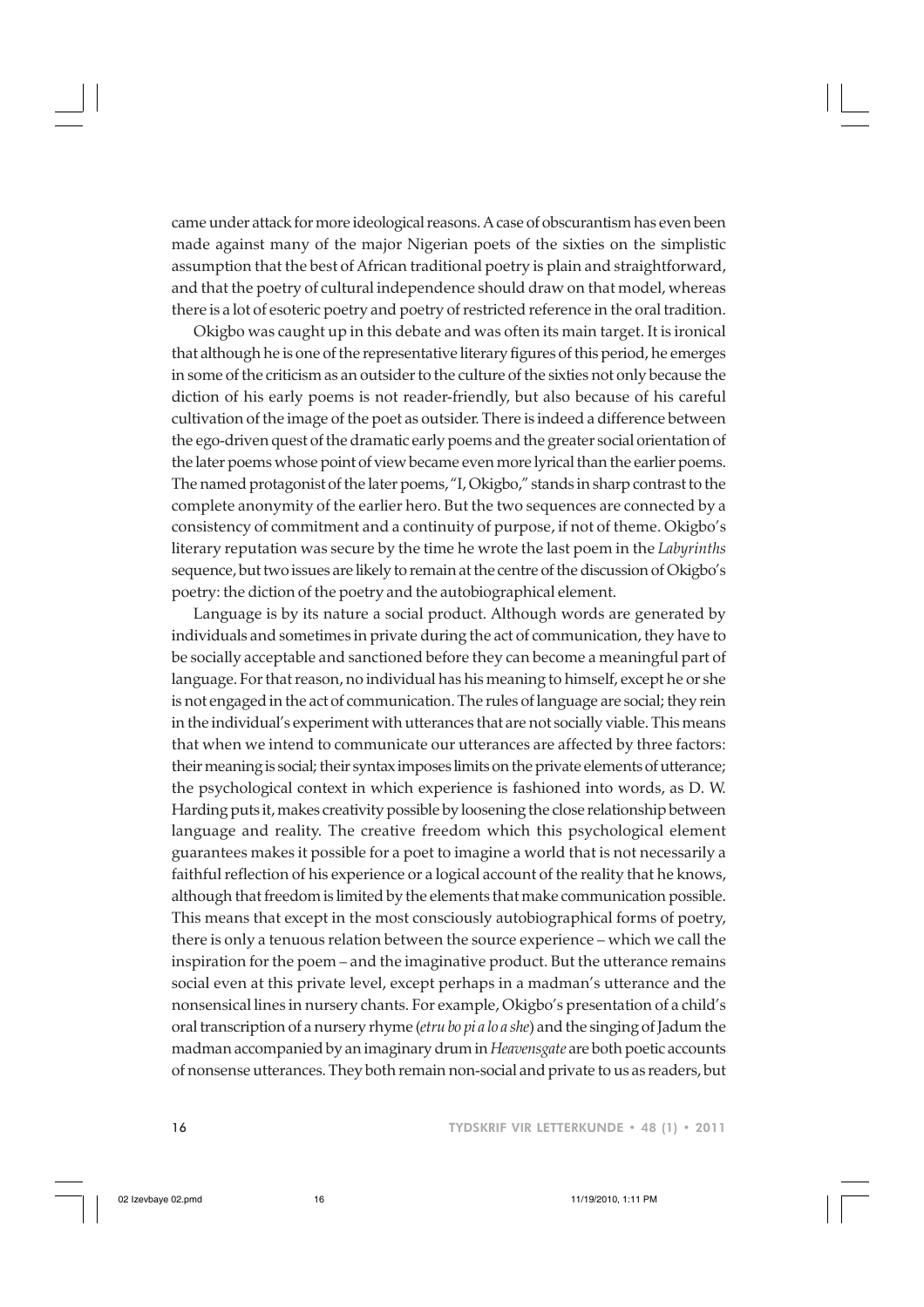came under attack for more ideological reasons. A case of obscurantism has even been made against many of the major Nigerian poets of the sixties on the simplistic assumption that the best of African traditional poetry is plain and straightforward, and that the poetry of cultural independence should draw on that model, whereas there is a lot of esoteric poetry and poetry of restricted reference in the oral tradition.

Okigbo was caught up in this debate and was often its main target. It is ironical that although he is one of the representative literary figures of this period, he emerges in some of the criticism as an outsider to the culture of the sixties not only because the diction of his early poems is not reader-friendly, but also because of his careful cultivation of the image of the poet as outsider. There is indeed a difference between the ego-driven quest of the dramatic early poems and the greater social orientation of the later poems whose point of view became even more lyrical than the earlier poems. The named protagonist of the later poems, "I, Okigbo," stands in sharp contrast to the complete anonymity of the earlier hero. But the two sequences are connected by a consistency of commitment and a continuity of purpose, if not of theme. Okigbo's literary reputation was secure by the time he wrote the last poem in the *Labyrinths* sequence, but two issues are likely to remain at the centre of the discussion of Okigbo's poetry: the diction of the poetry and the autobiographical element.

Language is by its nature a social product. Although words are generated by individuals and sometimes in private during the act of communication, they have to be socially acceptable and sanctioned before they can become a meaningful part of language. For that reason, no individual has his meaning to himself, except he or she is not engaged in the act of communication. The rules of language are social; they rein in the individual's experiment with utterances that are not socially viable. This means that when we intend to communicate our utterances are affected by three factors: their meaning is social; their syntax imposes limits on the private elements of utterance; the psychological context in which experience is fashioned into words, as D. W. Harding puts it, makes creativity possible by loosening the close relationship between language and reality. The creative freedom which this psychological element guarantees makes it possible for a poet to imagine a world that is not necessarily a faithful reflection of his experience or a logical account of the reality that he knows, although that freedom is limited by the elements that make communication possible. This means that except in the most consciously autobiographical forms of poetry, there is only a tenuous relation between the source experience – which we call the inspiration for the poem – and the imaginative product. But the utterance remains social even at this private level, except perhaps in a madman's utterance and the nonsensical lines in nursery chants. For example, Okigbo's presentation of a child's oral transcription of a nursery rhyme (*etru bo pi a lo a she*) and the singing of Jadum the madman accompanied by an imaginary drum in *Heavensgate* are both poetic accounts of nonsense utterances. They both remain non-social and private to us as readers, but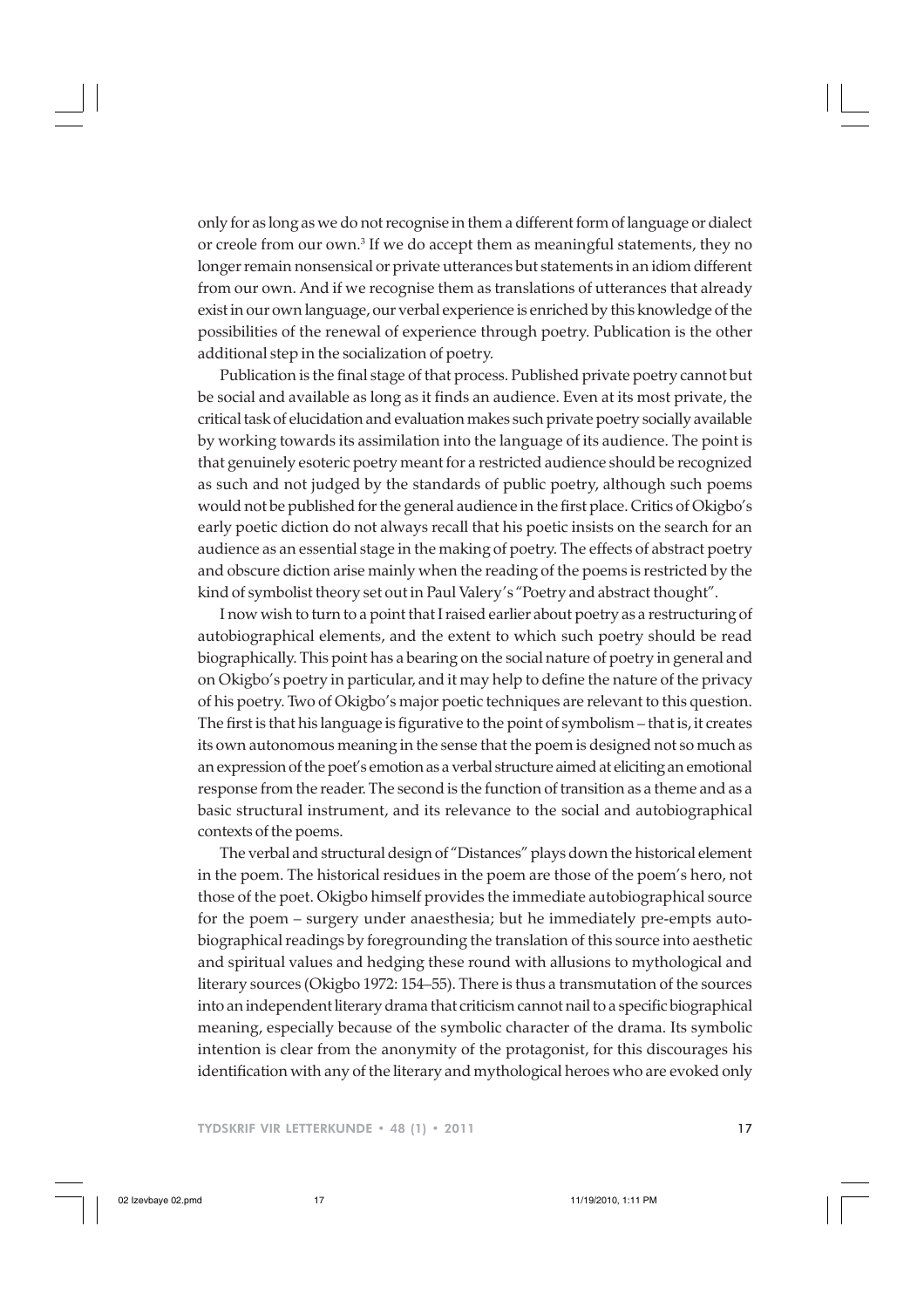only for as long as we do not recognise in them a different form of language or dialect or creole from our own.[3] If we do accept them as meaningful statements, they no longer remain nonsensical or private utterances but statements in an idiom different from our own. And if we recognise them as translations of utterances that already exist in our own language, our verbal experience is enriched by this knowledge of the possibilities of the renewal of experience through poetry. Publication is the other additional step in the socialization of poetry.

Publication is the final stage of that process. Published private poetry cannot but be social and available as long as it finds an audience. Even at its most private, the critical task of elucidation and evaluation makes such private poetry socially available by working towards its assimilation into the language of its audience. The point is that genuinely esoteric poetry meant for a restricted audience should be recognized as such and not judged by the standards of public poetry, although such poems would not be published for the general audience in the first place. Critics of Okigbo's early poetic diction do not always recall that his poetic insists on the search for an audience as an essential stage in the making of poetry. The effects of abstract poetry and obscure diction arise mainly when the reading of the poems is restricted by the kind of symbolist theory set out in Paul Valery's "Poetry and abstract thought".

I now wish to turn to a point that I raised earlier about poetry as a restructuring of autobiographical elements, and the extent to which such poetry should be read biographically. This point has a bearing on the social nature of poetry in general and on Okigbo's poetry in particular, and it may help to define the nature of the privacy of his poetry. Two of Okigbo's major poetic techniques are relevant to this question. The first is that his language is figurative to the point of symbolism – that is, it creates its own autonomous meaning in the sense that the poem is designed not so much as an expression of the poet's emotion as a verbal structure aimed at eliciting an emotional response from the reader. The second is the function of transition as a theme and as a basic structural instrument, and its relevance to the social and autobiographical contexts of the poems.

The verbal and structural design of "Distances" plays down the historical element in the poem. The historical residues in the poem are those of the poem's hero, not those of the poet. Okigbo himself provides the immediate autobiographical source for the poem – surgery under anaesthesia; but he immediately pre-empts autobiographical readings by foregrounding the translation of this source into aesthetic and spiritual values and hedging these round with allusions to mythological and literary sources (Okigbo 1972: 154–55). There is thus a transmutation of the sources into an independent literary drama that criticism cannot nail to a specific biographical meaning, especially because of the symbolic character of the drama. Its symbolic intention is clear from the anonymity of the protagonist, for this discourages his identification with any of the literary and mythological heroes who are evoked only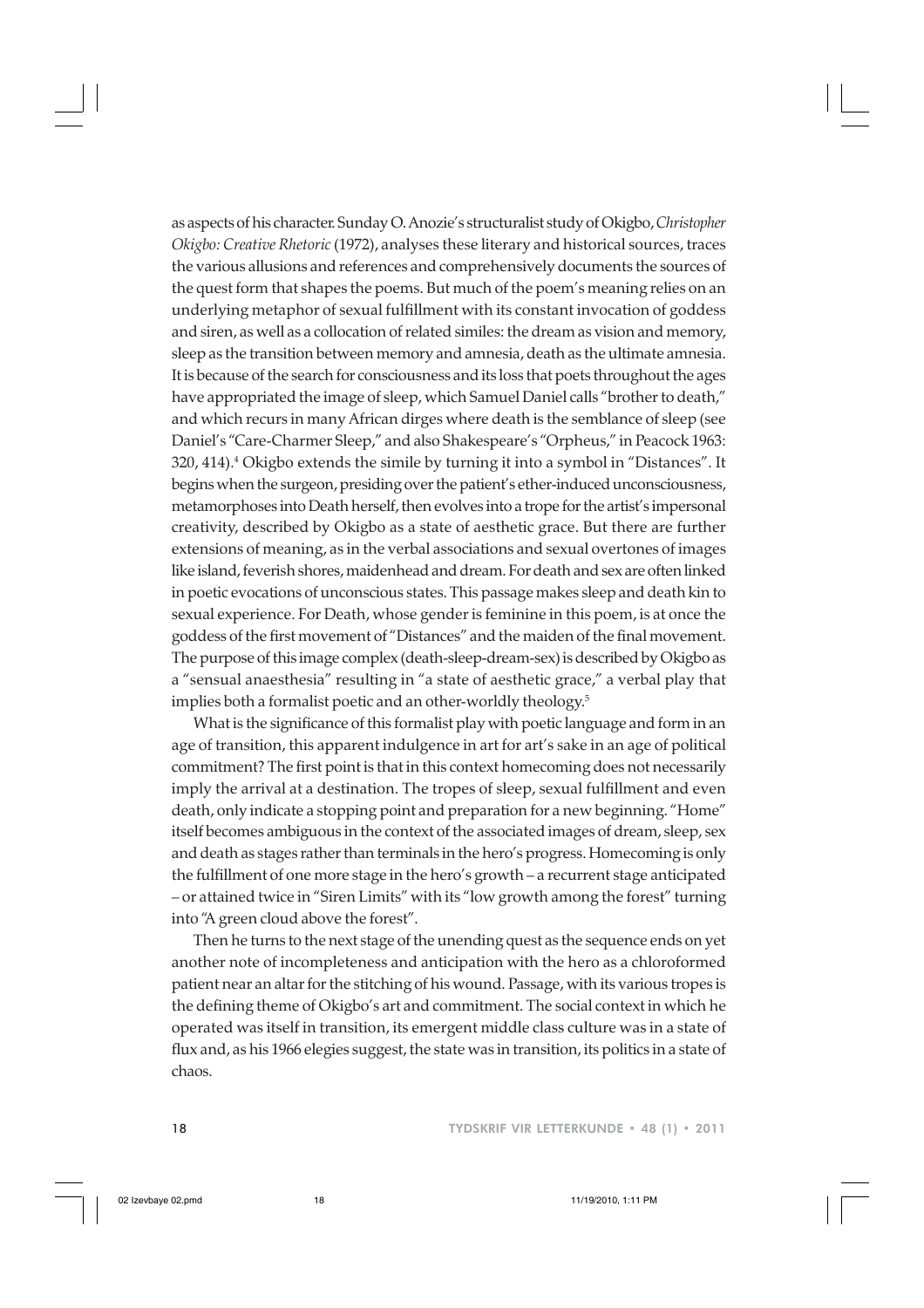as aspects of his character. Sunday O. Anozie's structuralist study of Okigbo, *Christopher Okigbo: Creative Rhetoric* (1972), analyses these literary and historical sources, traces the various allusions and references and comprehensively documents the sources of the quest form that shapes the poems. But much of the poem's meaning relies on an underlying metaphor of sexual fulfillment with its constant invocation of goddess and siren, as well as a collocation of related similes: the dream as vision and memory, sleep as the transition between memory and amnesia, death as the ultimate amnesia. It is because of the search for consciousness and its loss that poets throughout the ages have appropriated the image of sleep, which Samuel Daniel calls "brother to death," and which recurs in many African dirges where death is the semblance of sleep (see Daniel's "Care-Charmer Sleep," and also Shakespeare's "Orpheus," in Peacock 1963: 320, 414).[4] Okigbo extends the simile by turning it into a symbol in "Distances". It begins when the surgeon, presiding over the patient's ether-induced unconsciousness, metamorphoses into Death herself, then evolves into a trope for the artist's impersonal creativity, described by Okigbo as a state of aesthetic grace. But there are further extensions of meaning, as in the verbal associations and sexual overtones of images like island, feverish shores, maidenhead and dream. For death and sex are often linked in poetic evocations of unconscious states. This passage makes sleep and death kin to sexual experience. For Death, whose gender is feminine in this poem, is at once the goddess of the first movement of "Distances" and the maiden of the final movement. The purpose of this image complex (death-sleep-dream-sex) is described by Okigbo as a "sensual anaesthesia" resulting in "a state of aesthetic grace," a verbal play that implies both a formalist poetic and an other-worldly theology.[5]

What is the significance of this formalist play with poetic language and form in an age of transition, this apparent indulgence in art for art's sake in an age of political commitment? The first point is that in this context homecoming does not necessarily imply the arrival at a destination. The tropes of sleep, sexual fulfillment and even death, only indicate a stopping point and preparation for a new beginning. "Home" itself becomes ambiguous in the context of the associated images of dream, sleep, sex and death as stages rather than terminals in the hero's progress. Homecoming is only the fulfillment of one more stage in the hero's growth – a recurrent stage anticipated – or attained twice in "Siren Limits" with its "low growth among the forest" turning into "A green cloud above the forest".

Then he turns to the next stage of the unending quest as the sequence ends on yet another note of incompleteness and anticipation with the hero as a chloroformed patient near an altar for the stitching of his wound. Passage, with its various tropes is the defining theme of Okigbo's art and commitment. The social context in which he operated was itself in transition, its emergent middle class culture was in a state of flux and, as his 1966 elegies suggest, the state was in transition, its politics in a state of chaos.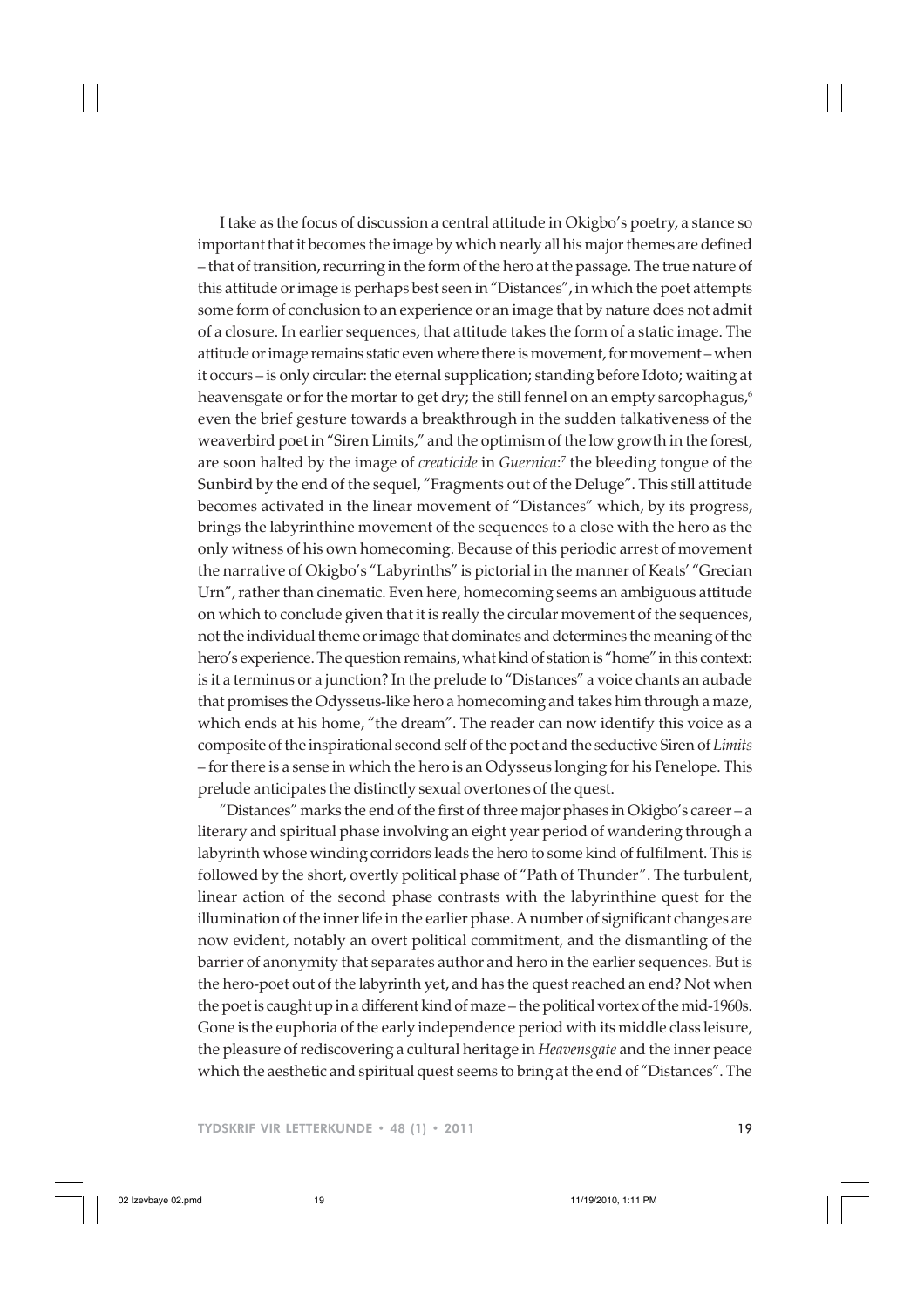I take as the focus of discussion a central attitude in Okigbo's poetry, a stance so important that it becomes the image by which nearly all his major themes are defined – that of transition, recurring in the form of the hero at the passage. The true nature of this attitude or image is perhaps best seen in "Distances", in which the poet attempts some form of conclusion to an experience or an image that by nature does not admit of a closure. In earlier sequences, that attitude takes the form of a static image. The attitude or image remains static even where there is movement, for movement – when it occurs – is only circular: the eternal supplication; standing before Idoto; waiting at heavensgate or for the mortar to get dry; the still fennel on an empty sarcophagus,[6] even the brief gesture towards a breakthrough in the sudden talkativeness of the weaverbird poet in "Siren Limits," and the optimism of the low growth in the forest, are soon halted by the image of *creaticide* in *Guernica*:[7] the bleeding tongue of the Sunbird by the end of the sequel, "Fragments out of the Deluge". This still attitude becomes activated in the linear movement of "Distances" which, by its progress, brings the labyrinthine movement of the sequences to a close with the hero as the only witness of his own homecoming. Because of this periodic arrest of movement the narrative of Okigbo's "Labyrinths" is pictorial in the manner of Keats' "Grecian Urn", rather than cinematic. Even here, homecoming seems an ambiguous attitude on which to conclude given that it is really the circular movement of the sequences, not the individual theme or image that dominates and determines the meaning of the hero's experience. The question remains, what kind of station is "home" in this context: is it a terminus or a junction? In the prelude to "Distances" a voice chants an aubade that promises the Odysseus-like hero a homecoming and takes him through a maze, which ends at his home, "the dream". The reader can now identify this voice as a composite of the inspirational second self of the poet and the seductive Siren of *Limits* – for there is a sense in which the hero is an Odysseus longing for his Penelope. This prelude anticipates the distinctly sexual overtones of the quest.

"Distances" marks the end of the first of three major phases in Okigbo's career – a literary and spiritual phase involving an eight year period of wandering through a labyrinth whose winding corridors leads the hero to some kind of fulfilment. This is followed by the short, overtly political phase of "Path of Thunder". The turbulent, linear action of the second phase contrasts with the labyrinthine quest for the illumination of the inner life in the earlier phase. A number of significant changes are now evident, notably an overt political commitment, and the dismantling of the barrier of anonymity that separates author and hero in the earlier sequences. But is the hero-poet out of the labyrinth yet, and has the quest reached an end? Not when the poet is caught up in a different kind of maze – the political vortex of the mid-1960s. Gone is the euphoria of the early independence period with its middle class leisure, the pleasure of rediscovering a cultural heritage in *Heavensgate* and the inner peace which the aesthetic and spiritual quest seems to bring at the end of "Distances". The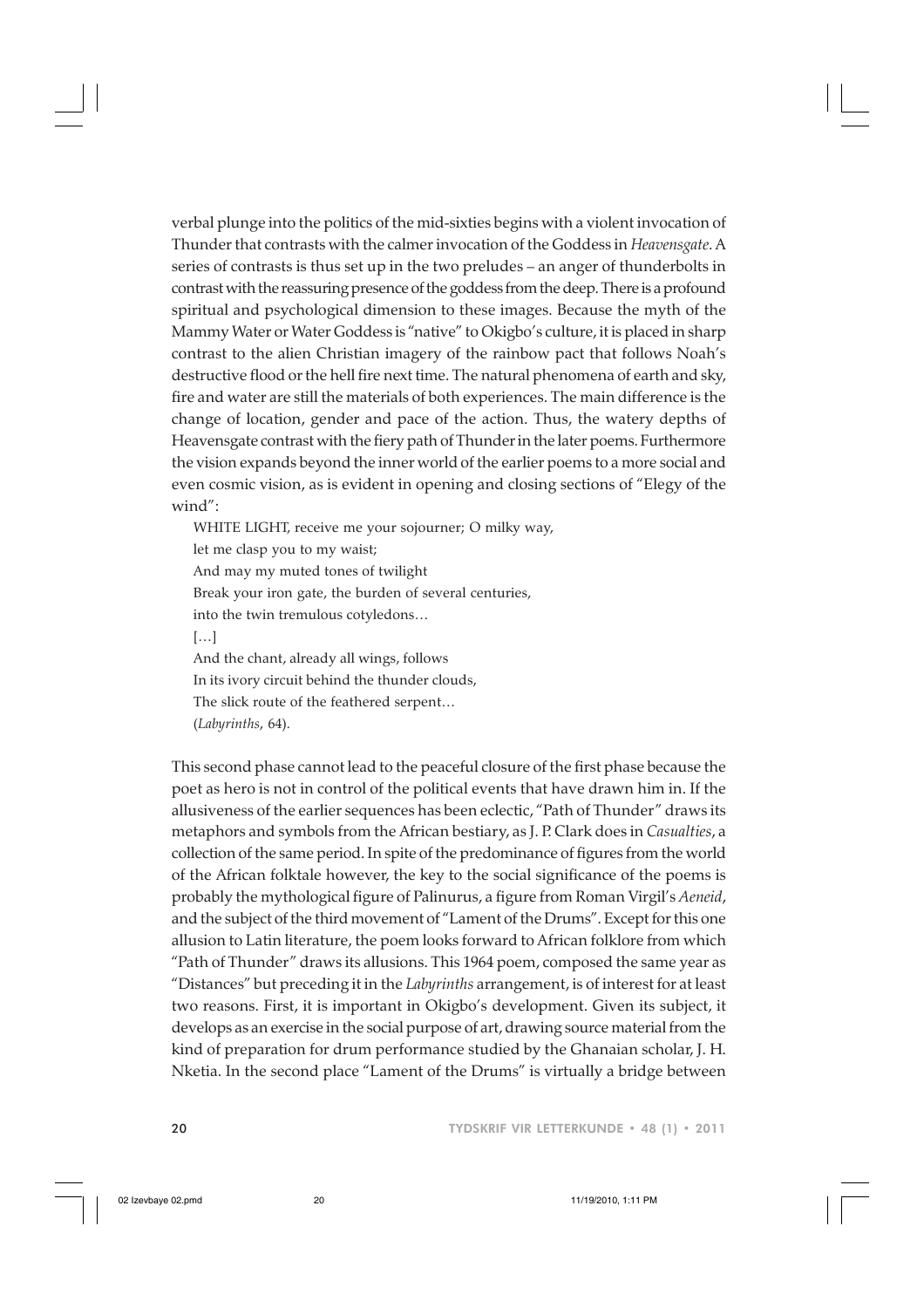verbal plunge into the politics of the mid-sixties begins with a violent invocation of Thunder that contrasts with the calmer invocation of the Goddess in *Heavensgate*. A series of contrasts is thus set up in the two preludes – an anger of thunderbolts in contrast with the reassuring presence of the goddess from the deep. There is a profound spiritual and psychological dimension to these images. Because the myth of the Mammy Water or Water Goddess is "native" to Okigbo's culture, it is placed in sharp contrast to the alien Christian imagery of the rainbow pact that follows Noah's destructive flood or the hell fire next time. The natural phenomena of earth and sky, fire and water are still the materials of both experiences. The main difference is the change of location, gender and pace of the action. Thus, the watery depths of Heavensgate contrast with the fiery path of Thunder in the later poems. Furthermore the vision expands beyond the inner world of the earlier poems to a more social and even cosmic vision, as is evident in opening and closing sections of "Elegy of the wind":

> WHITE LIGHT, receive me your sojourner; O milky way,
> let me clasp you to my waist;
> And may my muted tones of twilight
> Break your iron gate, the burden of several centuries,
> into the twin tremulous cotyledons…
> […]
> And the chant, already all wings, follows
> In its ivory circuit behind the thunder clouds,
> The slick route of the feathered serpent…
> (*Labyrinths*, 64).

This second phase cannot lead to the peaceful closure of the first phase because the poet as hero is not in control of the political events that have drawn him in. If the allusiveness of the earlier sequences has been eclectic, "Path of Thunder" draws its metaphors and symbols from the African bestiary, as J. P. Clark does in *Casualties*, a collection of the same period. In spite of the predominance of figures from the world of the African folktale however, the key to the social significance of the poems is probably the mythological figure of Palinurus, a figure from Roman Virgil's *Aeneid*, and the subject of the third movement of "Lament of the Drums". Except for this one allusion to Latin literature, the poem looks forward to African folklore from which "Path of Thunder" draws its allusions. This 1964 poem, composed the same year as "Distances" but preceding it in the *Labyrinths* arrangement, is of interest for at least two reasons. First, it is important in Okigbo's development. Given its subject, it develops as an exercise in the social purpose of art, drawing source material from the kind of preparation for drum performance studied by the Ghanaian scholar, J. H. Nketia. In the second place "Lament of the Drums" is virtually a bridge between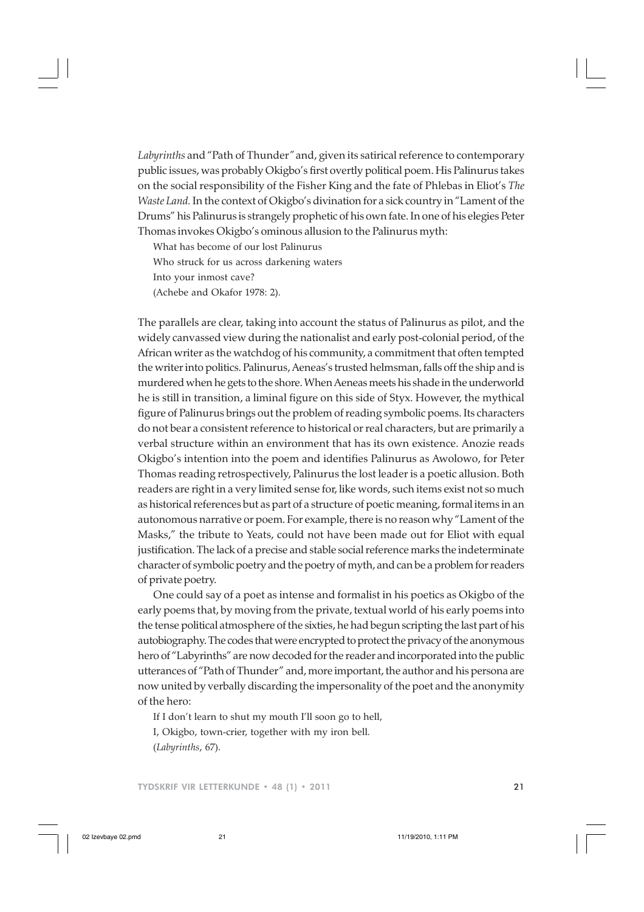*Labyrinths* and "Path of Thunder" and, given its satirical reference to contemporary public issues, was probably Okigbo's first overtly political poem. His Palinurus takes on the social responsibility of the Fisher King and the fate of Phlebas in Eliot's *The Waste Land.* In the context of Okigbo's divination for a sick country in "Lament of the Drums" his Palinurus is strangely prophetic of his own fate. In one of his elegies Peter Thomas invokes Okigbo's ominous allusion to the Palinurus myth:

> What has become of our lost Palinurus
> Who struck for us across darkening waters
> Into your inmost cave?
> (Achebe and Okafor 1978: 2).

The parallels are clear, taking into account the status of Palinurus as pilot, and the widely canvassed view during the nationalist and early post-colonial period, of the African writer as the watchdog of his community, a commitment that often tempted the writer into politics. Palinurus, Aeneas's trusted helmsman, falls off the ship and is murdered when he gets to the shore. When Aeneas meets his shade in the underworld he is still in transition, a liminal figure on this side of Styx. However, the mythical figure of Palinurus brings out the problem of reading symbolic poems. Its characters do not bear a consistent reference to historical or real characters, but are primarily a verbal structure within an environment that has its own existence. Anozie reads Okigbo's intention into the poem and identifies Palinurus as Awolowo, for Peter Thomas reading retrospectively, Palinurus the lost leader is a poetic allusion. Both readers are right in a very limited sense for, like words, such items exist not so much as historical references but as part of a structure of poetic meaning, formal items in an autonomous narrative or poem. For example, there is no reason why "Lament of the Masks," the tribute to Yeats, could not have been made out for Eliot with equal justification. The lack of a precise and stable social reference marks the indeterminate character of symbolic poetry and the poetry of myth, and can be a problem for readers of private poetry.

One could say of a poet as intense and formalist in his poetics as Okigbo of the early poems that, by moving from the private, textual world of his early poems into the tense political atmosphere of the sixties, he had begun scripting the last part of his autobiography. The codes that were encrypted to protect the privacy of the anonymous hero of "Labyrinths" are now decoded for the reader and incorporated into the public utterances of "Path of Thunder" and, more important, the author and his persona are now united by verbally discarding the impersonality of the poet and the anonymity of the hero:

> If I don't learn to shut my mouth I'll soon go to hell,
> I, Okigbo, town-crier, together with my iron bell.
> (*Labyrinths*, 67).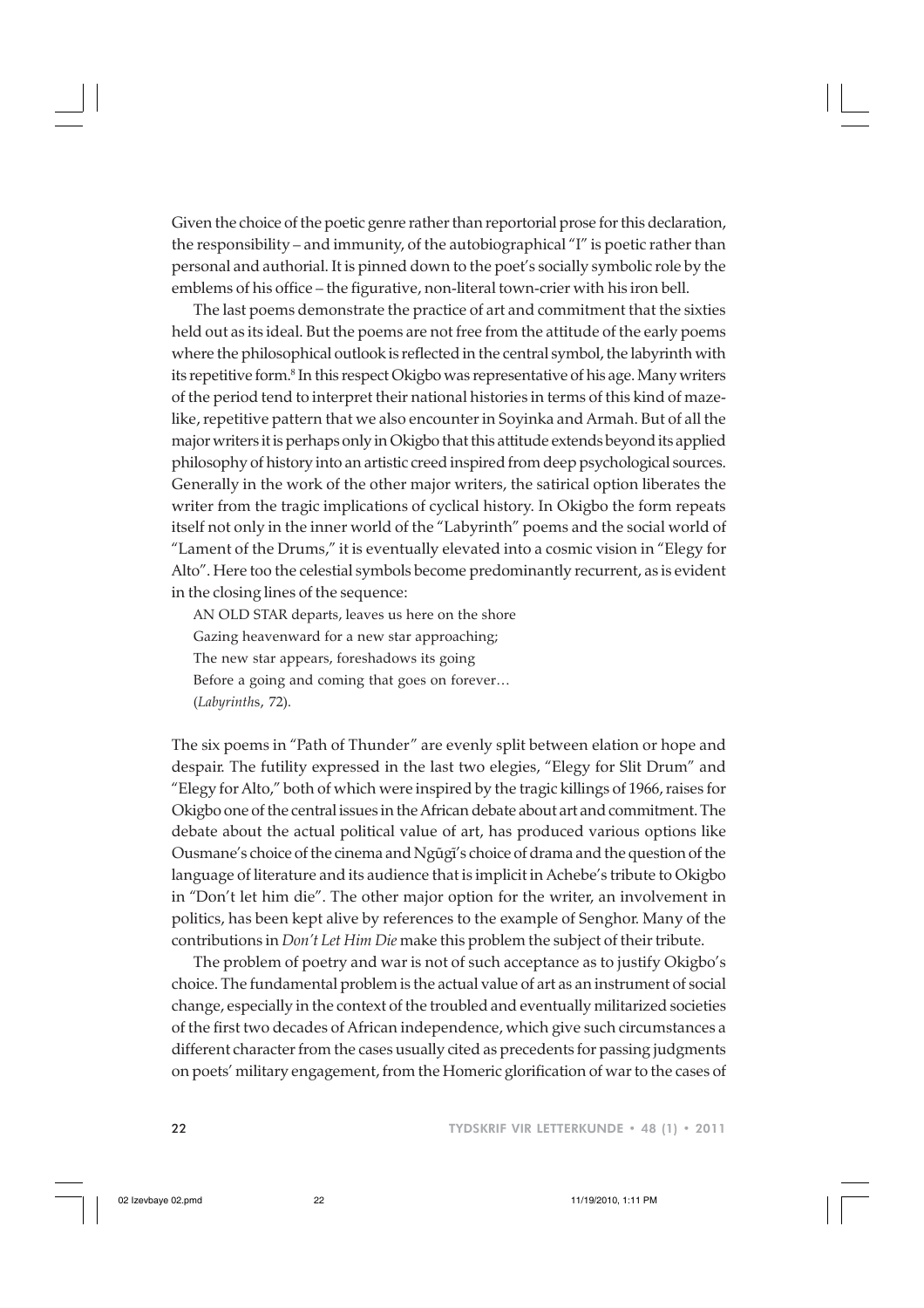Given the choice of the poetic genre rather than reportorial prose for this declaration, the responsibility – and immunity, of the autobiographical "I" is poetic rather than personal and authorial. It is pinned down to the poet's socially symbolic role by the emblems of his office – the figurative, non-literal town-crier with his iron bell.

The last poems demonstrate the practice of art and commitment that the sixties held out as its ideal. But the poems are not free from the attitude of the early poems where the philosophical outlook is reflected in the central symbol, the labyrinth with its repetitive form.[8] In this respect Okigbo was representative of his age. Many writers of the period tend to interpret their national histories in terms of this kind of maze-like, repetitive pattern that we also encounter in Soyinka and Armah. But of all the major writers it is perhaps only in Okigbo that this attitude extends beyond its applied philosophy of history into an artistic creed inspired from deep psychological sources. Generally in the work of the other major writers, the satirical option liberates the writer from the tragic implications of cyclical history. In Okigbo the form repeats itself not only in the inner world of the "Labyrinth" poems and the social world of "Lament of the Drums," it is eventually elevated into a cosmic vision in "Elegy for Alto". Here too the celestial symbols become predominantly recurrent, as is evident in the closing lines of the sequence:

> AN OLD STAR departs, leaves us here on the shore
> Gazing heavenward for a new star approaching;
> The new star appears, foreshadows its going
> Before a going and coming that goes on forever…
> (*Labyrinth*s, 72).

The six poems in "Path of Thunder" are evenly split between elation or hope and despair. The futility expressed in the last two elegies, "Elegy for Slit Drum" and "Elegy for Alto," both of which were inspired by the tragic killings of 1966, raises for Okigbo one of the central issues in the African debate about art and commitment. The debate about the actual political value of art, has produced various options like Ousmane's choice of the cinema and Ngũgĩ's choice of drama and the question of the language of literature and its audience that is implicit in Achebe's tribute to Okigbo in "Don't let him die". The other major option for the writer, an involvement in politics, has been kept alive by references to the example of Senghor. Many of the contributions in *Don't Let Him Die* make this problem the subject of their tribute.

The problem of poetry and war is not of such acceptance as to justify Okigbo's choice. The fundamental problem is the actual value of art as an instrument of social change, especially in the context of the troubled and eventually militarized societies of the first two decades of African independence, which give such circumstances a different character from the cases usually cited as precedents for passing judgments on poets' military engagement, from the Homeric glorification of war to the cases of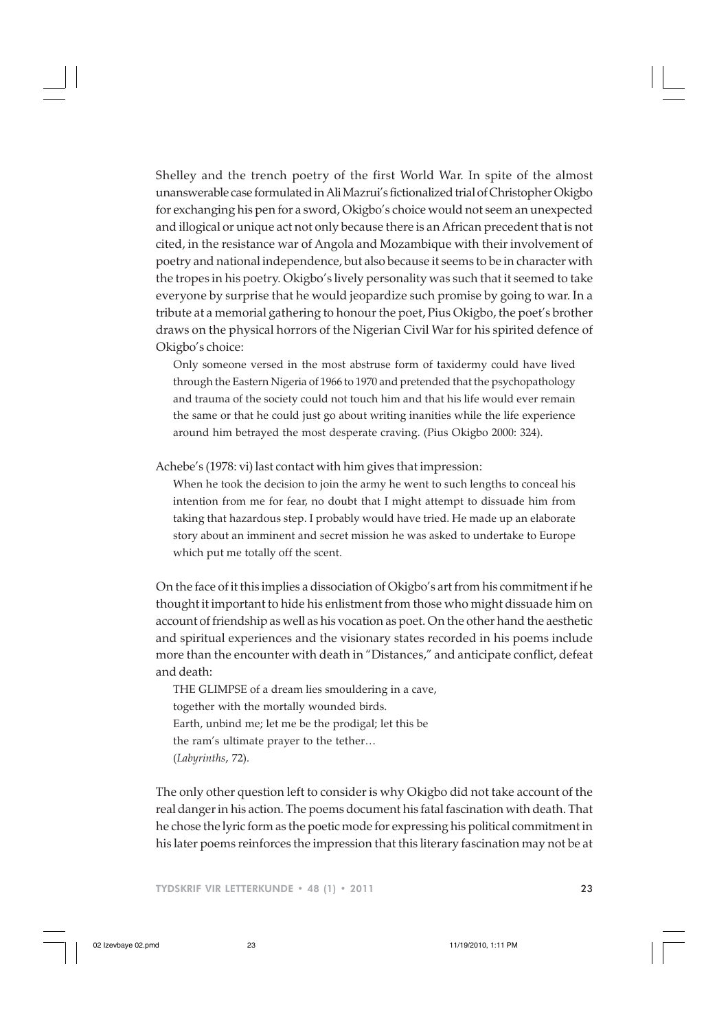Shelley and the trench poetry of the first World War. In spite of the almost unanswerable case formulated in Ali Mazrui's fictionalized trial of Christopher Okigbo for exchanging his pen for a sword, Okigbo's choice would not seem an unexpected and illogical or unique act not only because there is an African precedent that is not cited, in the resistance war of Angola and Mozambique with their involvement of poetry and national independence, but also because it seems to be in character with the tropes in his poetry. Okigbo's lively personality was such that it seemed to take everyone by surprise that he would jeopardize such promise by going to war. In a tribute at a memorial gathering to honour the poet, Pius Okigbo, the poet's brother draws on the physical horrors of the Nigerian Civil War for his spirited defence of Okigbo's choice:

> Only someone versed in the most abstruse form of taxidermy could have lived through the Eastern Nigeria of 1966 to 1970 and pretended that the psychopathology and trauma of the society could not touch him and that his life would ever remain the same or that he could just go about writing inanities while the life experience around him betrayed the most desperate craving. (Pius Okigbo 2000: 324).

Achebe's (1978: vi) last contact with him gives that impression:

> When he took the decision to join the army he went to such lengths to conceal his intention from me for fear, no doubt that I might attempt to dissuade him from taking that hazardous step. I probably would have tried. He made up an elaborate story about an imminent and secret mission he was asked to undertake to Europe which put me totally off the scent.

On the face of it this implies a dissociation of Okigbo's art from his commitment if he thought it important to hide his enlistment from those who might dissuade him on account of friendship as well as his vocation as poet. On the other hand the aesthetic and spiritual experiences and the visionary states recorded in his poems include more than the encounter with death in "Distances," and anticipate conflict, defeat and death:

> THE GLIMPSE of a dream lies smouldering in a cave,
> together with the mortally wounded birds.
> Earth, unbind me; let me be the prodigal; let this be
> the ram's ultimate prayer to the tether…
> (*Labyrinths*, 72).

The only other question left to consider is why Okigbo did not take account of the real danger in his action. The poems document his fatal fascination with death. That he chose the lyric form as the poetic mode for expressing his political commitment in his later poems reinforces the impression that this literary fascination may not be at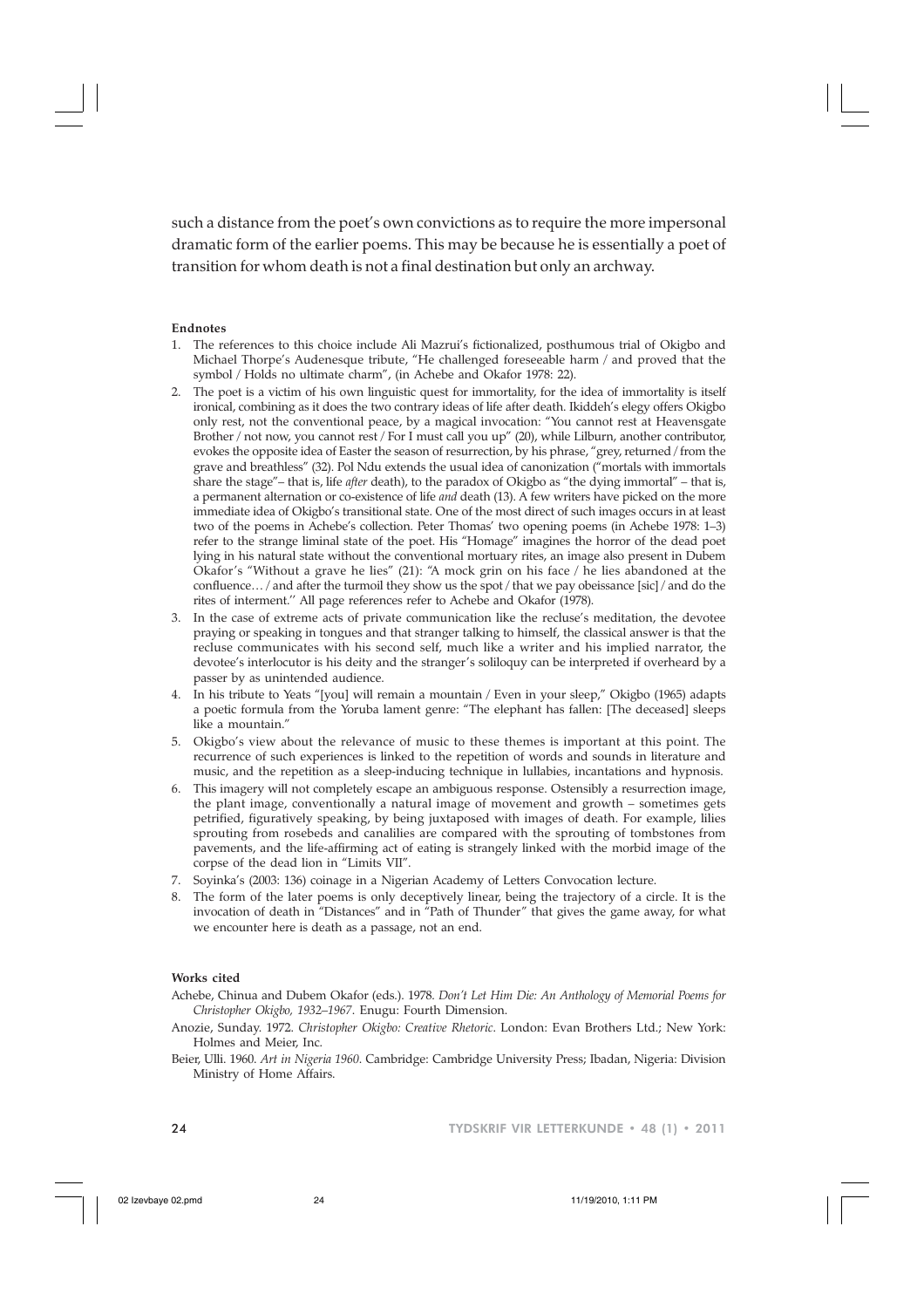such a distance from the poet's own convictions as to require the more impersonal dramatic form of the earlier poems. This may be because he is essentially a poet of transition for whom death is not a final destination but only an archway.

### Endnotes

1. The references to this choice include Ali Mazrui's fictionalized, posthumous trial of Okigbo and Michael Thorpe's Audenesque tribute, "He challenged foreseeable harm / and proved that the symbol / Holds no ultimate charm", (in Achebe and Okafor 1978: 22).
2. The poet is a victim of his own linguistic quest for immortality, for the idea of immortality is itself ironical, combining as it does the two contrary ideas of life after death. Ikiddeh's elegy offers Okigbo only rest, not the conventional peace, by a magical invocation: "You cannot rest at Heavensgate Brother / not now, you cannot rest / For I must call you up" (20), while Lilburn, another contributor, evokes the opposite idea of Easter the season of resurrection, by his phrase, "grey, returned / from the grave and breathless" (32). Pol Ndu extends the usual idea of canonization ("mortals with immortals share the stage"– that is, life *after* death), to the paradox of Okigbo as "the dying immortal" – that is, a permanent alternation or co-existence of life *and* death (13). A few writers have picked on the more immediate idea of Okigbo's transitional state. One of the most direct of such images occurs in at least two of the poems in Achebe's collection. Peter Thomas' two opening poems (in Achebe 1978: 1–3) refer to the strange liminal state of the poet. His "Homage" imagines the horror of the dead poet lying in his natural state without the conventional mortuary rites, an image also present in Dubem Okafor's "Without a grave he lies" (21): "A mock grin on his face / he lies abandoned at the confluence… / and after the turmoil they show us the spot / that we pay obeissance [sic] / and do the rites of interment." All page references refer to Achebe and Okafor (1978).
3. In the case of extreme acts of private communication like the recluse's meditation, the devotee praying or speaking in tongues and that stranger talking to himself, the classical answer is that the recluse communicates with his second self, much like a writer and his implied narrator, the devotee's interlocutor is his deity and the stranger's soliloquy can be interpreted if overheard by a passer by as unintended audience.
4. In his tribute to Yeats "[you] will remain a mountain / Even in your sleep," Okigbo (1965) adapts a poetic formula from the Yoruba lament genre: "The elephant has fallen: [The deceased] sleeps like a mountain."
5. Okigbo's view about the relevance of music to these themes is important at this point. The recurrence of such experiences is linked to the repetition of words and sounds in literature and music, and the repetition as a sleep-inducing technique in lullabies, incantations and hypnosis.
6. This imagery will not completely escape an ambiguous response. Ostensibly a resurrection image, the plant image, conventionally a natural image of movement and growth – sometimes gets petrified, figuratively speaking, by being juxtaposed with images of death. For example, lilies sprouting from rosebeds and canalilies are compared with the sprouting of tombstones from pavements, and the life-affirming act of eating is strangely linked with the morbid image of the corpse of the dead lion in "Limits VII".
7. Soyinka's (2003: 136) coinage in a Nigerian Academy of Letters Convocation lecture.
8. The form of the later poems is only deceptively linear, being the trajectory of a circle. It is the invocation of death in "Distances" and in "Path of Thunder" that gives the game away, for what we encounter here is death as a passage, not an end.

### Works cited

Achebe, Chinua and Dubem Okafor (eds.). 1978. *Don't Let Him Die: An Anthology of Memorial Poems for Christopher Okigbo, 1932–1967*. Enugu: Fourth Dimension.

Anozie, Sunday. 1972. *Christopher Okigbo: Creative Rhetoric*. London: Evan Brothers Ltd.; New York: Holmes and Meier, Inc.

Beier, Ulli. 1960. *Art in Nigeria 1960*. Cambridge: Cambridge University Press; Ibadan, Nigeria: Division Ministry of Home Affairs.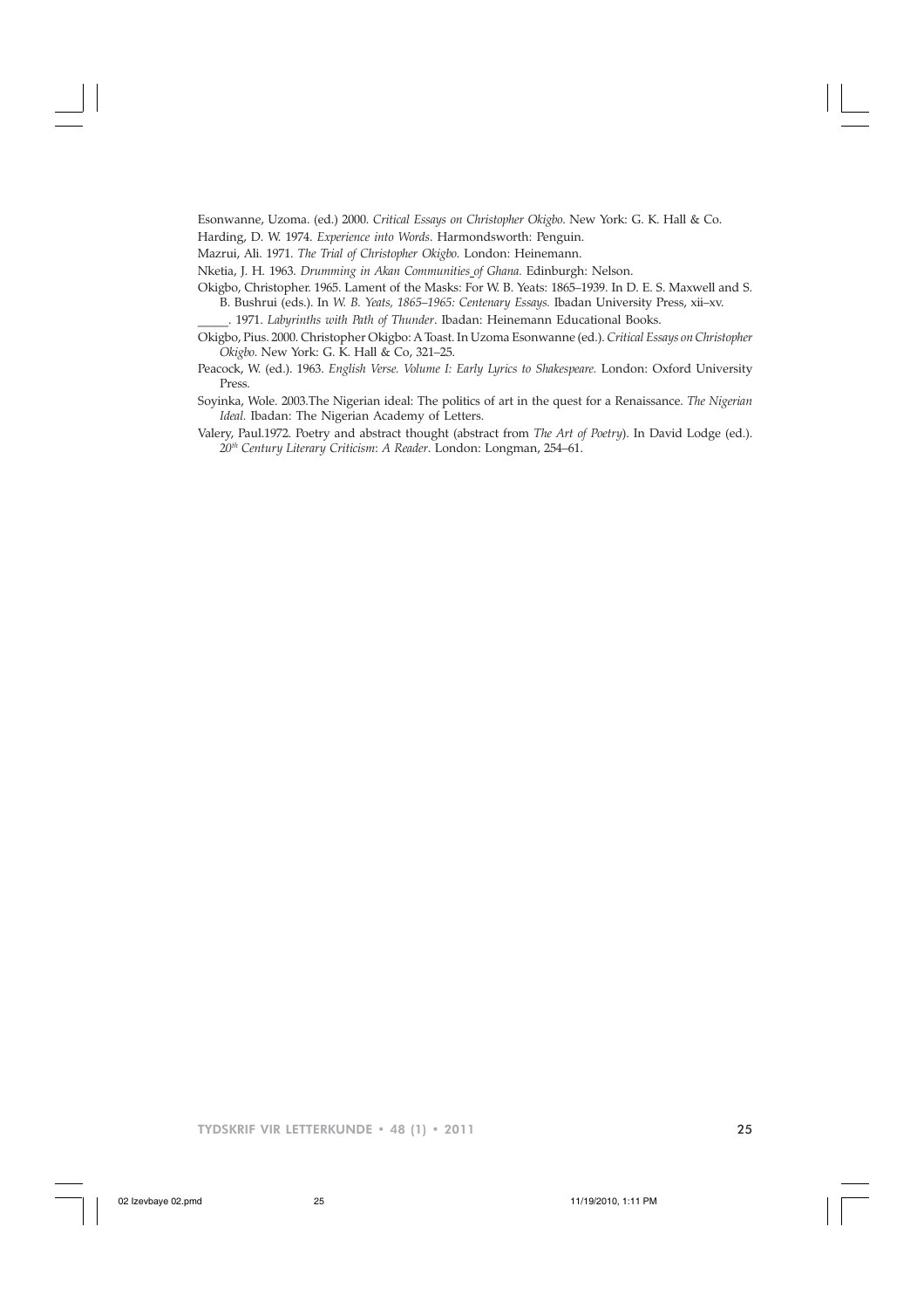Esonwanne, Uzoma. (ed.) 2000. *Critical Essays on Christopher Okigbo*. New York: G. K. Hall & Co.

Harding, D. W. 1974. *Experience into Words*. Harmondsworth: Penguin.

Mazrui, Ali. 1971. *The Trial of Christopher Okigbo.* London: Heinemann.

Nketia, J. H. 1963. *Drumming in Akan Communities of Ghana.* Edinburgh: Nelson.

Okigbo, Christopher. 1965. Lament of the Masks: For W. B. Yeats: 1865–1939. In D. E. S. Maxwell and S. B. Bushrui (eds.). In *W. B. Yeats, 1865–1965: Centenary Essays.* Ibadan University Press, xii–xv.

_____. 1971. *Labyrinths with Path of Thunder*. Ibadan: Heinemann Educational Books.

Okigbo, Pius. 2000. Christopher Okigbo: A Toast. In Uzoma Esonwanne (ed.). *Critical Essays on Christopher Okigbo.* New York: G. K. Hall & Co, 321–25.

Peacock, W. (ed.). 1963. *English Verse. Volume I: Early Lyrics to Shakespeare.* London: Oxford University Press.

Soyinka, Wole. 2003.The Nigerian ideal: The politics of art in the quest for a Renaissance. *The Nigerian Ideal.* Ibadan: The Nigerian Academy of Letters.

Valery, Paul.1972. Poetry and abstract thought (abstract from *The Art of Poetry*). In David Lodge (ed.). *20th Century Literary Criticism*: *A Reader*. London: Longman, 254–61.